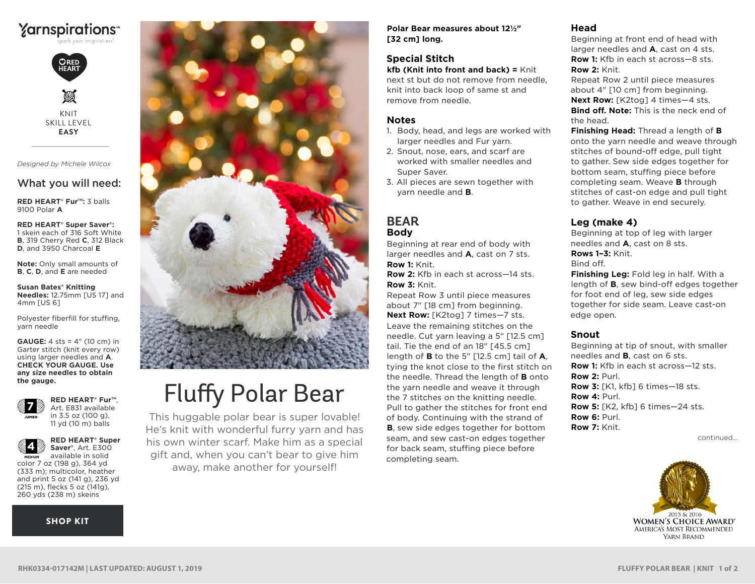Yarnspirations™
spark your inspiration!

RED HEART

KNIT
SKILL LEVEL
**EASY**

*Designed by Michele Wilcox*

## What you will need:

**RED HEART® Fur™:** 3 balls 9100 Polar **A**

**RED HEART® Super Saver®:** 1 skein each of 316 Soft White **B**, 319 Cherry Red **C**, 312 Black **D**, and 3950 Charcoal **E**

**Note:** Only small amounts of **B**, **C**, **D**, and **E** are needed

**Susan Bates® Knitting Needles:** 12.75mm [US 17] and 4mm [US 6]

Polyester fiberfill for stuffing, yarn needle

**GAUGE:** 4 sts = 4" (10 cm) in Garter stitch (knit every row) using larger needles and **A**. **CHECK YOUR GAUGE. Use any size needles to obtain the gauge.**

7 JUMBO — **RED HEART® Fur™**, Art. E831 available in 3.5 oz (100 g), 11 yd (10 m) balls

4 MEDIUM — **RED HEART® Super Saver®**, Art. E300 available in solid color 7 oz (198 g), 364 yd (333 m); multicolor, heather and print 5 oz (141 g), 236 yd (215 m), flecks 5 oz (141g), 260 yds (238 m) skeins

**SHOP KIT**

# Fluffy Polar Bear

This huggable polar bear is super lovable! He's knit with wonderful furry yarn and has his own winter scarf. Make him as a special gift and, when you can't bear to give him away, make another for yourself!

**Polar Bear measures about 12½" [32 cm] long.**

## Special Stitch

**kfb (Knit into front and back) =** Knit next st but do not remove from needle, knit into back loop of same st and remove from needle.

## Notes

1. Body, head, and legs are worked with larger needles and Fur yarn.
2. Snout, nose, ears, and scarf are worked with smaller needles and Super Saver.
3. All pieces are sewn together with yarn needle and **B**.

## BEAR

### Body

Beginning at rear end of body with larger needles and **A**, cast on 7 sts.

**Row 1:** Knit.

**Row 2:** Kfb in each st across—14 sts.

**Row 3:** Knit.

Repeat Row 3 until piece measures about 7" [18 cm] from beginning.

**Next Row:** [K2tog] 7 times—7 sts.

Leave the remaining stitches on the needle. Cut yarn leaving a 5" [12.5 cm] tail. Tie the end of an 18" [45.5 cm] length of **B** to the 5" [12.5 cm] tail of **A**, tying the knot close to the first stitch on the needle. Thread the length of **B** onto the yarn needle and weave it through the 7 stitches on the knitting needle. Pull to gather the stitches for front end of body. Continuing with the strand of **B**, sew side edges together for bottom seam, and sew cast-on edges together for back seam, stuffing piece before completing seam.

### Head

Beginning at front end of head with larger needles and **A**, cast on 4 sts.

**Row 1:** Kfb in each st across—8 sts.

**Row 2:** Knit.

Repeat Row 2 until piece measures about 4" [10 cm] from beginning.

**Next Row:** [K2tog] 4 times—4 sts.

**Bind off. Note:** This is the neck end of the head.

**Finishing Head:** Thread a length of **B** onto the yarn needle and weave through stitches of bound-off edge, pull tight to gather. Sew side edges together for bottom seam, stuffing piece before completing seam. Weave **B** through stitches of cast-on edge and pull tight to gather. Weave in end securely.

### Leg (make 4)

Beginning at top of leg with larger needles and **A**, cast on 8 sts.

**Rows 1–3:** Knit.

Bind off.

**Finishing Leg:** Fold leg in half. With a length of **B**, sew bind-off edges together for foot end of leg, sew side edges together for side seam. Leave cast-on edge open.

### Snout

Beginning at tip of snout, with smaller needles and **B**, cast on 6 sts.

**Row 1:** Kfb in each st across—12 sts.

**Row 2:** Purl.

**Row 3:** [K1, kfb] 6 times—18 sts.

**Row 4:** Purl.

**Row 5:** [K2, kfb] 6 times—24 sts.

**Row 6:** Purl.

**Row 7:** Knit.

continued...

2015 & 2016 WOMEN'S CHOICE AWARD® AMERICA'S MOST RECOMMENDED YARN BRAND

RHK0334-017142M | LAST UPDATED: AUGUST 1, 2019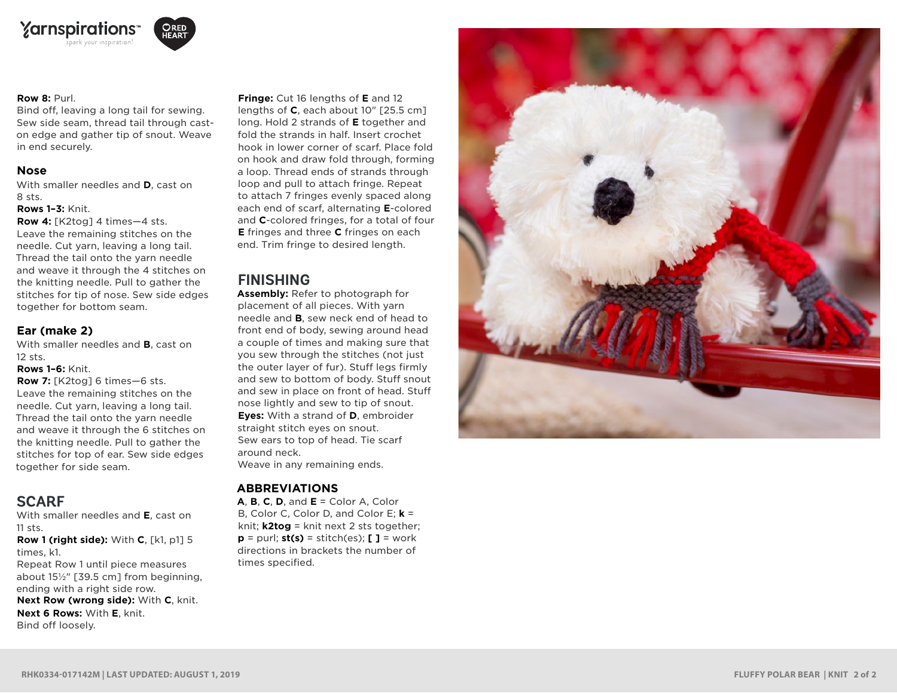**Row 8:** Purl.

Bind off, leaving a long tail for sewing. Sew side seam, thread tail through cast-on edge and gather tip of snout. Weave in end securely.

## Nose

With smaller needles and **D**, cast on 8 sts.

**Rows 1–3:** Knit.

**Row 4:** [K2tog] 4 times—4 sts.

Leave the remaining stitches on the needle. Cut yarn, leaving a long tail. Thread the tail onto the yarn needle and weave it through the 4 stitches on the knitting needle. Pull to gather the stitches for tip of nose. Sew side edges together for bottom seam.

## Ear (make 2)

With smaller needles and **B**, cast on 12 sts.

**Rows 1–6:** Knit.

**Row 7:** [K2tog] 6 times—6 sts.

Leave the remaining stitches on the needle. Cut yarn, leaving a long tail. Thread the tail onto the yarn needle and weave it through the 6 stitches on the knitting needle. Pull to gather the stitches for top of ear. Sew side edges together for side seam.

# SCARF

With smaller needles and **E**, cast on 11 sts.

**Row 1 (right side):** With **C**, [k1, p1] 5 times, k1.

Repeat Row 1 until piece measures about 15½" [39.5 cm] from beginning, ending with a right side row.

**Next Row (wrong side):** With **C**, knit.

**Next 6 Rows:** With **E**, knit.

Bind off loosely.

**Fringe:** Cut 16 lengths of **E** and 12 lengths of **C**, each about 10" [25.5 cm] long. Hold 2 strands of **E** together and fold the strands in half. Insert crochet hook in lower corner of scarf. Place fold on hook and draw fold through, forming a loop. Thread ends of strands through loop and pull to attach fringe. Repeat to attach 7 fringes evenly spaced along each end of scarf, alternating **E**-colored and **C**-colored fringes, for a total of four **E** fringes and three **C** fringes on each end. Trim fringe to desired length.

# FINISHING

**Assembly:** Refer to photograph for placement of all pieces. With yarn needle and **B**, sew neck end of head to front end of body, sewing around head a couple of times and making sure that you sew through the stitches (not just the outer layer of fur). Stuff legs firmly and sew to bottom of body. Stuff snout and sew in place on front of head. Stuff nose lightly and sew to tip of snout.

**Eyes:** With a strand of **D**, embroider straight stitch eyes on snout.

Sew ears to top of head. Tie scarf around neck.

Weave in any remaining ends.

## ABBREVIATIONS

**A**, **B**, **C**, **D**, and **E** = Color A, Color B, Color C, Color D, and Color E; **k** = knit; **k2tog** = knit next 2 sts together; **p** = purl; **st(s)** = stitch(es); **[ ]** = work directions in brackets the number of times specified.

RHK0334-017142M | LAST UPDATED: AUGUST 1, 2019